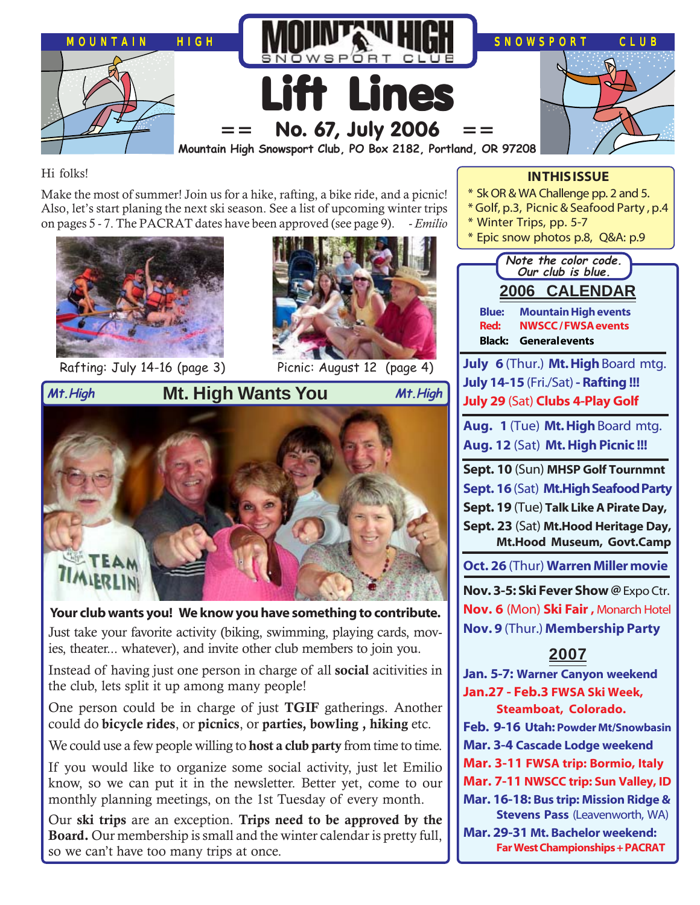# MOUNTAIN HIGH SNOWSPORT CLUB

# Lift Lines

## == No. 67, July 2006 ==

**Mountain High Snowsport Club, PO Box 2182, Portland, OR 97208**

Hi folks!

Make the most of summer! Join us for a hike, rafting, a bike ride, and a picnic! Also, let's start planing the next ski season. See a list of upcoming winter trips on pages 5 - 7. The PACRAT dates have been approved (see page 9). *- Emilio*

Rafting: July 14-16 (page 3)

Picnic: August 12 (page 4)

## Mt. High Wants You

**Your club wants you! We know you have something to contribute.** Just take your favorite activity (biking, swimming, playing cards, movies, theater... whatever), and invite other club members to join you.

Instead of having just one person in charge of all **social** acitivities in the club, lets split it up among many people!

One person could be in charge of just **TGIF** gatherings. Another could do **bicycle rides**, or **picnics**, or **parties, bowling , hiking** etc.

We could use a few people willing to **host a club party** from time to time.

If you would like to organize some social activity, just let Emilio know, so we can put it in the newsletter. Better yet, come to our monthly planning meetings, on the 1st Tuesday of every month.

Our **ski trips** are an exception. **Trips need to be approved by the Board.** Our membership is small and the winter calendar is pretty full, so we can't have too many trips at once.

---

### IN THIS ISSUE

* Sk OR & WA Challenge pp. 2 and 5.
* Golf, p.3, Picnic & Seafood Party , p.4
* Winter Trips, pp. 5-7
* Epic snow photos p.8, Q&A: p.9

---

*Note the color code. Our club is blue.*

### 2006 CALENDAR

- **Blue:** Mountain High events
- **Red:** NWSCC / FWSA events
- **Black:** General events

**July 6** (Thur.) **Mt. High** Board mtg.
**July 14-15** (Fri./Sat) **- Rafting !!!**
**July 29** (Sat) **Clubs 4-Play Golf**

**Aug. 1** (Tue) **Mt. High** Board mtg.
**Aug. 12** (Sat) **Mt. High Picnic !!!**

**Sept. 10** (Sun) **MHSP Golf Tournmnt**
**Sept. 16** (Sat) **Mt.High Seafood Party**
**Sept. 19** (Tue) **Talk Like A Pirate Day,**
**Sept. 23** (Sat) **Mt.Hood Heritage Day, Mt.Hood Museum, Govt.Camp**

**Oct. 26** (Thur) **Warren Miller movie**

**Nov. 3-5: Ski Fever Show** @ Expo Ctr.
**Nov. 6** (Mon) **Ski Fair ,** Monarch Hotel
**Nov. 9** (Thur.) **Membership Party**

### 2007

**Jan. 5-7: Warner Canyon weekend**
**Jan.27 - Feb.3 FWSA Ski Week, Steamboat, Colorado.**
**Feb. 9-16 Utah: Powder Mt/Snowbasin**
**Mar. 3-4 Cascade Lodge weekend**
**Mar. 3-11 FWSA trip: Bormio, Italy**
**Mar. 7-11 NWSCC trip: Sun Valley, ID**
**Mar. 16-18: Bus trip: Mission Ridge & Stevens Pass** (Leavenworth, WA)
**Mar. 29-31 Mt. Bachelor weekend: Far West Championships + PACRAT**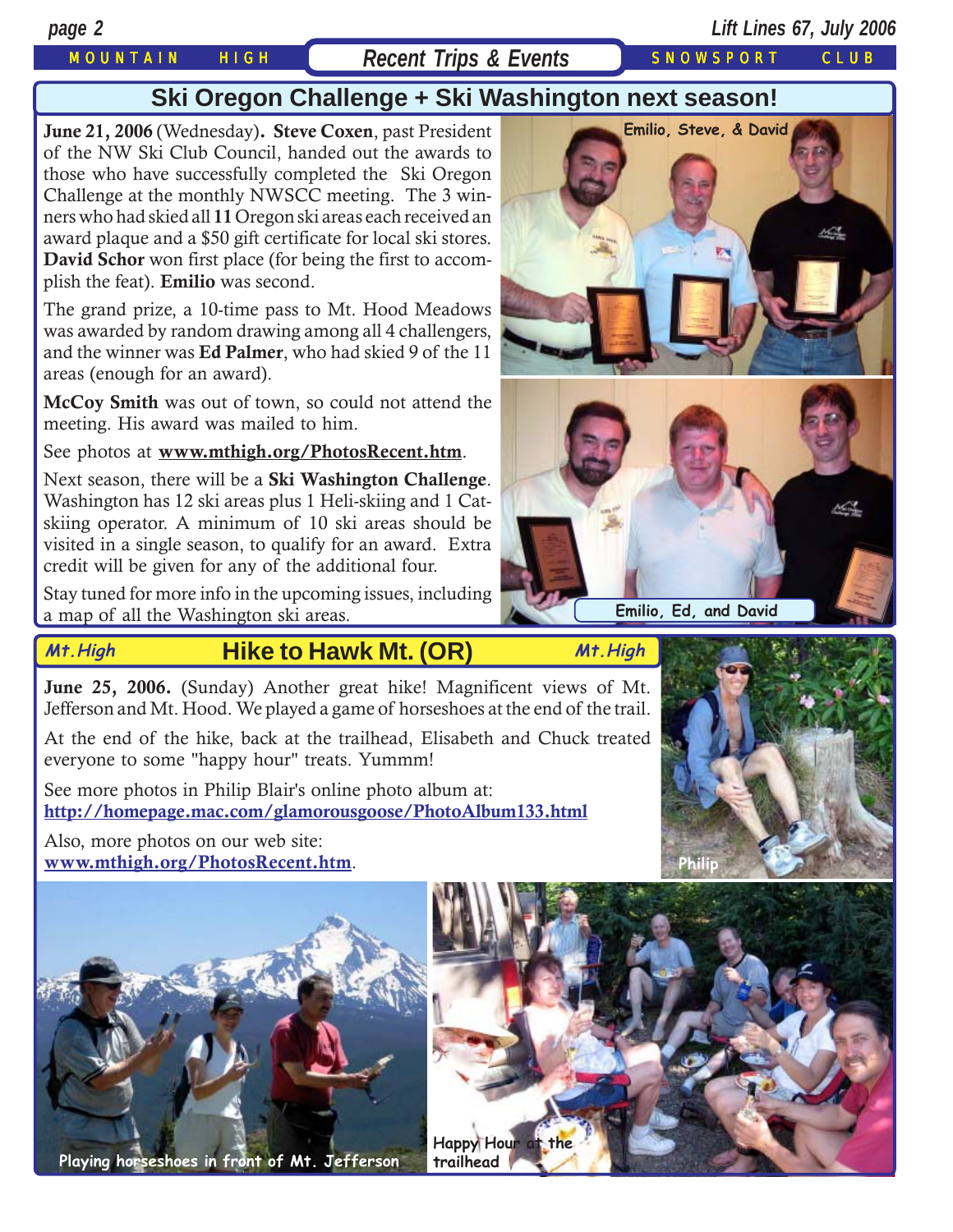## Recent Trips & Events

## Ski Oregon Challenge + Ski Washington next season!

**June 21, 2006** (Wednesday). **Steve Coxen**, past President of the NW Ski Club Council, handed out the awards to those who have successfully completed the Ski Oregon Challenge at the monthly NWSCC meeting. The 3 winners who had skied all **11** Oregon ski areas each received an award plaque and a $50 gift certificate for local ski stores. **David Schor** won first place (for being the first to accomplish the feat). **Emilio** was second.

The grand prize, a 10-time pass to Mt. Hood Meadows was awarded by random drawing among all 4 challengers, and the winner was **Ed Palmer**, who had skied 9 of the 11 areas (enough for an award).

**McCoy Smith** was out of town, so could not attend the meeting. His award was mailed to him.

See photos at **www.mthigh.org/PhotosRecent.htm**.

Next season, there will be a **Ski Washington Challenge**. Washington has 12 ski areas plus 1 Heli-skiing and 1 Cat-skiing operator. A minimum of 10 ski areas should be visited in a single season, to qualify for an award. Extra credit will be given for any of the additional four.

Stay tuned for more info in the upcoming issues, including a map of all the Washington ski areas.

Emilio, Steve, & David

Emilio, Ed, and David

## Hike to Hawk Mt. (OR)

**June 25, 2006.** (Sunday) Another great hike! Magnificent views of Mt. Jefferson and Mt. Hood. We played a game of horseshoes at the end of the trail.

At the end of the hike, back at the trailhead, Elisabeth and Chuck treated everyone to some "happy hour" treats. Yummm!

See more photos in Philip Blair's online photo album at:
**http://homepage.mac.com/glamorousgoose/PhotoAlbum133.html**

Also, more photos on our web site:
**www.mthigh.org/PhotosRecent.htm**.

Philip

Playing horseshoes in front of Mt. Jefferson

Happy Hour at the trailhead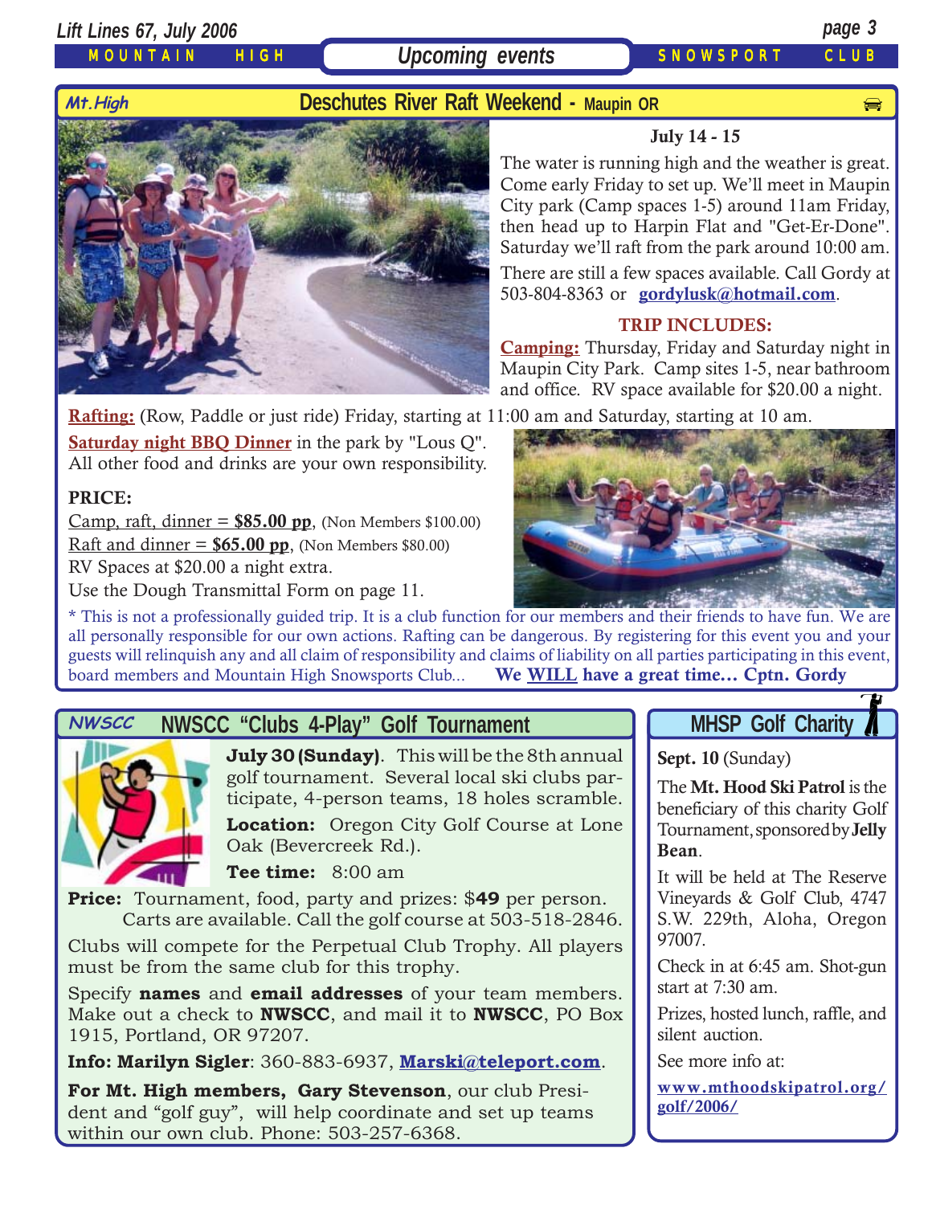## Upcoming events

## Deschutes River Raft Weekend - Maupin OR

*Mt.High*

**July 14 - 15**

The water is running high and the weather is great. Come early Friday to set up. We'll meet in Maupin City park (Camp spaces 1-5) around 11am Friday, then head up to Harpin Flat and "Get-Er-Done". Saturday we'll raft from the park around 10:00 am.

There are still a few spaces available. Call Gordy at 503-804-8363 or **gordylusk@hotmail.com**.

**TRIP INCLUDES:**

**Camping:** Thursday, Friday and Saturday night in Maupin City Park. Camp sites 1-5, near bathroom and office. RV space available for $20.00 a night.

**Rafting:** (Row, Paddle or just ride) Friday, starting at 11:00 am and Saturday, starting at 10 am.

**Saturday night BBQ Dinner** in the park by "Lous Q". All other food and drinks are your own responsibility.

**PRICE:**

Camp, raft, dinner = **$85.00 pp**, (Non Members $100.00)

Raft and dinner = **$65.00 pp**, (Non Members $80.00)

RV Spaces at $20.00 a night extra.

Use the Dough Transmittal Form on page 11.

\* This is not a professionally guided trip. It is a club function for our members and their friends to have fun. We are all personally responsible for our own actions. Rafting can be dangerous. By registering for this event you and your guests will relinquish any and all claim of responsibility and claims of liability on all parties participating in this event, board members and Mountain High Snowsports Club... **We WILL have a great time... Cptn. Gordy**

## NWSCC "Clubs 4-Play" Golf Tournament

*NWSCC*

**July 30 (Sunday)**. This will be the 8th annual golf tournament. Several local ski clubs participate, 4-person teams, 18 holes scramble.

**Location:** Oregon City Golf Course at Lone Oak (Bevercreek Rd.).

**Tee time:** 8:00 am

**Price:** Tournament, food, party and prizes: $**49** per person. Carts are available. Call the golf course at 503-518-2846.

Clubs will compete for the Perpetual Club Trophy. All players must be from the same club for this trophy.

Specify **names** and **email addresses** of your team members. Make out a check to **NWSCC**, and mail it to **NWSCC**, PO Box 1915, Portland, OR 97207.

**Info: Marilyn Sigler**: 360-883-6937, **Marski@teleport.com**.

**For Mt. High members, Gary Stevenson**, our club President and "golf guy", will help coordinate and set up teams within our own club. Phone: 503-257-6368.

## MHSP Golf Charity

**Sept. 10** (Sunday)

The **Mt. Hood Ski Patrol** is the beneficiary of this charity Golf Tournament, sponsored by **Jelly Bean**.

It will be held at The Reserve Vineyards & Golf Club, 4747 S.W. 229th, Aloha, Oregon 97007.

Check in at 6:45 am. Shot-gun start at 7:30 am.

Prizes, hosted lunch, raffle, and silent auction.

See more info at:

**www.mthoodskipatrol.org/golf/2006/**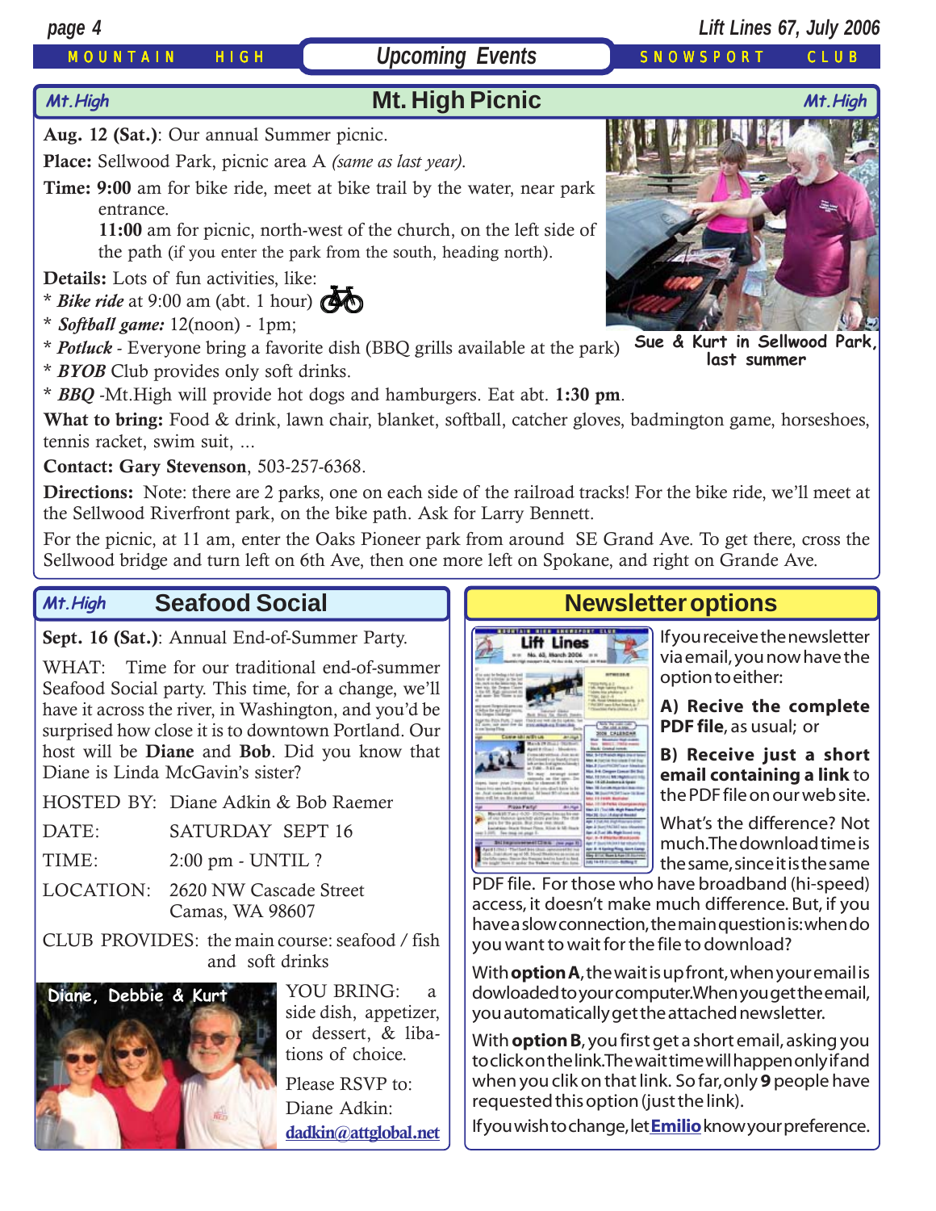# Upcoming Events

## Mt. High Picnic

**Aug. 12 (Sat.)**: Our annual Summer picnic.

**Place:** Sellwood Park, picnic area A *(same as last year)*.

**Time: 9:00** am for bike ride, meet at bike trail by the water, near park entrance.
**11:00** am for picnic, north-west of the church, on the left side of the path (if you enter the park from the south, heading north).

**Details:** Lots of fun activities, like:
* *Bike ride* at 9:00 am (abt. 1 hour)
* *Softball game:* 12(noon) - 1pm;
* *Potluck* - Everyone bring a favorite dish (BBQ grills available at the park)
* *BYOB* Club provides only soft drinks.
* *BBQ* -Mt.High will provide hot dogs and hamburgers. Eat abt. **1:30 pm**.

**What to bring:** Food & drink, lawn chair, blanket, softball, catcher gloves, badmington game, horseshoes, tennis racket, swim suit, ...

**Contact: Gary Stevenson**, 503-257-6368.

**Directions:** Note: there are 2 parks, one on each side of the railroad tracks! For the bike ride, we'll meet at the Sellwood Riverfront park, on the bike path. Ask for Larry Bennett.

For the picnic, at 11 am, enter the Oaks Pioneer park from around SE Grand Ave. To get there, cross the Sellwood bridge and turn left on 6th Ave, then one more left on Spokane, and right on Grande Ave.

Sue & Kurt in Sellwood Park, last summer

## Seafood Social

**Sept. 16 (Sat.)**: Annual End-of-Summer Party.

WHAT: Time for our traditional end-of-summer Seafood Social party. This time, for a change, we'll have it across the river, in Washington, and you'd be surprised how close it is to downtown Portland. Our host will be **Diane** and **Bob**. Did you know that Diane is Linda McGavin's sister?

HOSTED BY: Diane Adkin & Bob Raemer

DATE: SATURDAY SEPT 16

TIME: 2:00 pm - UNTIL ?

LOCATION: 2620 NW Cascade Street
Camas, WA 98607

CLUB PROVIDES: the main course: seafood / fish and soft drinks

Diane, Debbie & Kurt

YOU BRING: a side dish, appetizer, or dessert, & libations of choice.

Please RSVP to:
Diane Adkin:
dadkin@attglobal.net

## Newsletter options

If you receive the newsletter via email, you now have the option to either:

**A) Recive the complete PDF file**, as usual; or

**B) Receive just a short email containing a link** to the PDF file on our web site.

What's the difference? Not much. The download time is the same, since it is the same PDF file. For those who have broadband (hi-speed) access, it doesn't make much difference. But, if you have a slow connection, the main question is: when do you want to wait for the file to download?

With **option A**, the wait is up front, when your email is dowloaded to your computer. When you get the email, you automatically get the attached newsletter.

With **option B**, you first get a short email, asking you to click on the link. The wait time will happen only if and when you clik on that link. So far, only **9** people have requested this option (just the link).

If you wish to change, let **Emilio** know your preference.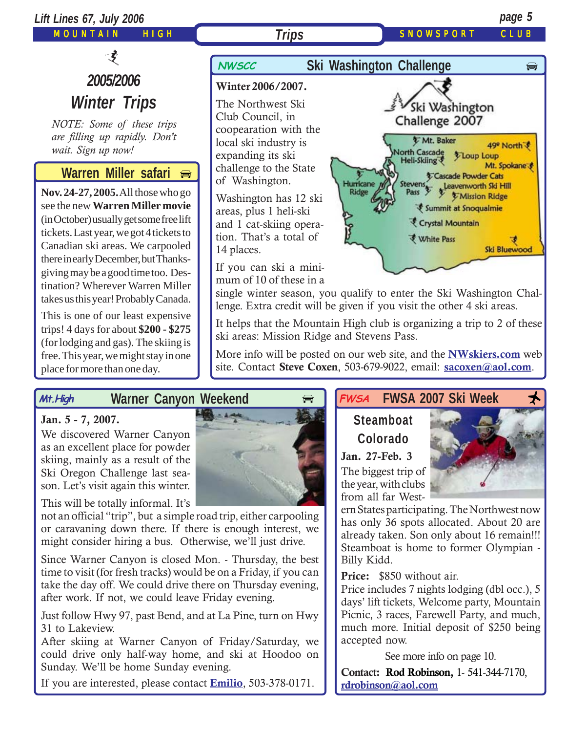## Trips

# 2005/2006 Winter Trips

*NOTE: Some of these trips are filling up rapidly. Don't wait. Sign up now!*

## Warren Miller safari

**Nov. 24-27, 2005.** All those who go see the new **Warren Miller movie** (in October) usually get some free lift tickets. Last year, we got 4 tickets to Canadian ski areas. We carpooled there in early December, but Thanksgiving may be a good time too. Destination? Wherever Warren Miller takes us this year! Probably Canada.

This is one of our least expensive trips! 4 days for about **$200 - $275** (for lodging and gas). The skiing is free. This year, we might stay in one place for more than one day.

## NWSCC — Ski Washington Challenge

**Winter 2006/2007.**

The Northwest Ski Club Council, in cooperation with the local ski industry is expanding its ski challenge to the State of Washington.

Washington has 12 ski areas, plus 1 heli-ski and 1 cat-skiing operation. That's a total of 14 places.

If you can ski a minimum of 10 of these in a single winter season, you qualify to enter the Ski Washington Challenge. Extra credit will be given if you visit the other 4 ski areas.

It helps that the Mountain High club is organizing a trip to 2 of these ski areas: Mission Ridge and Stevens Pass.

More info will be posted on our web site, and the **NWskiers.com** web site. Contact **Steve Coxen**, 503-679-9022, email: **sacoxen@aol.com**.

## Mt.High — Warner Canyon Weekend

**Jan. 5 - 7, 2007.**

We discovered Warner Canyon as an excellent place for powder skiing, mainly as a result of the Ski Oregon Challenge last season. Let's visit again this winter.

This will be totally informal. It's not an official "trip", but a simple road trip, either carpooling or caravaning down there. If there is enough interest, we might consider hiring a bus. Otherwise, we'll just drive.

Since Warner Canyon is closed Mon. - Thursday, the best time to visit (for fresh tracks) would be on a Friday, if you can take the day off. We could drive there on Thursday evening, after work. If not, we could leave Friday evening.

Just follow Hwy 97, past Bend, and at La Pine, turn on Hwy 31 to Lakeview.

After skiing at Warner Canyon of Friday/Saturday, we could drive only half-way home, and ski at Hoodoo on Sunday. We'll be home Sunday evening.

If you are interested, please contact **Emilio**, 503-378-0171.

## FWSA — FWSA 2007 Ski Week

**Steamboat Colorado**

**Jan. 27-Feb. 3**

The biggest trip of the year, with clubs from all far Western States participating. The Northwest now has only 36 spots allocated. About 20 are already taken. Son only about 16 remain!!! Steamboat is home to former Olympian - Billy Kidd.

**Price:** $850 without air.

Price includes 7 nights lodging (dbl occ.), 5 days' lift tickets, Welcome party, Mountain Picnic, 3 races, Farewell Party, and much, much more. Initial deposit of $250 being accepted now.

See more info on page 10.

**Contact: Rod Robinson,** 1- 541-344-7170, **rdrobinson@aol.com**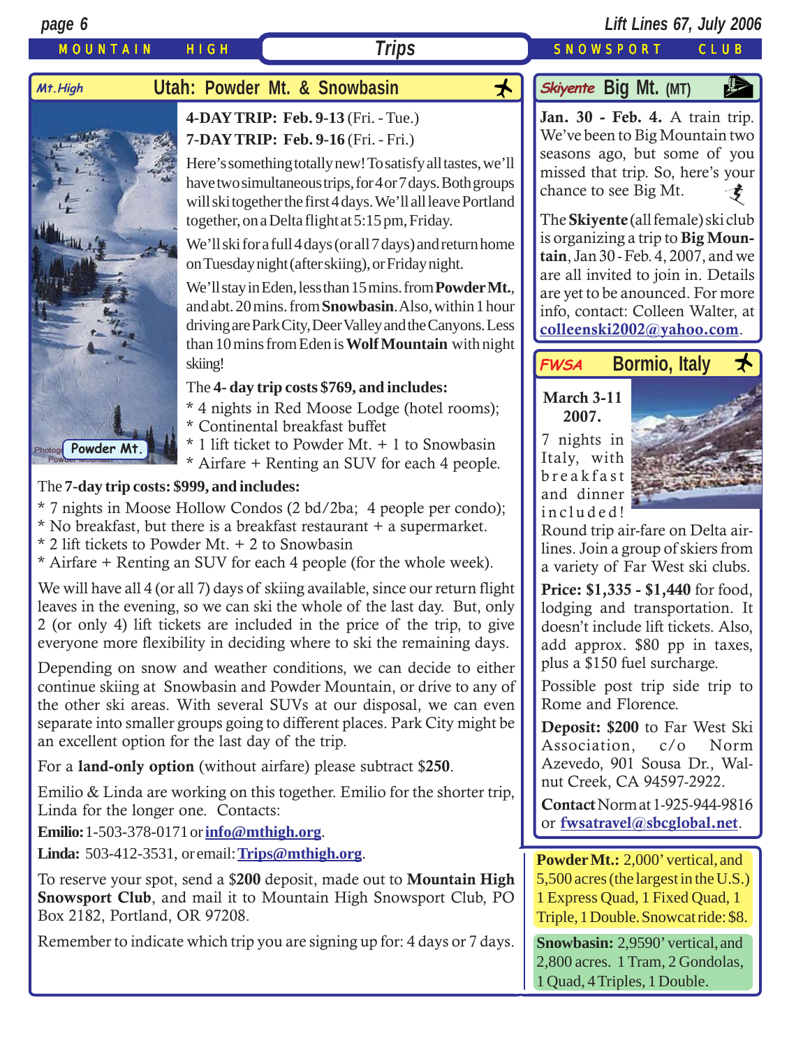# Trips

## Mt.High — Utah: Powder Mt. & Snowbasin

Photo: Powder Mt.

**4-DAY TRIP: Feb. 9-13** (Fri. - Tue.)

**7-DAY TRIP: Feb. 9-16** (Fri. - Fri.)

Here's something totally new! To satisfy all tastes, we'll have two simultaneous trips, for 4 or 7 days. Both groups will ski together the first 4 days. We'll all leave Portland together, on a Delta flight at 5:15 pm, Friday.

We'll ski for a full 4 days (or all 7 days) and return home on Tuesday night (after skiing), or Friday night.

We'll stay in Eden, less than 15 mins. from **Powder Mt.**, and abt. 20 mins. from **Snowbasin**. Also, within 1 hour driving are Park City, Deer Valley and the Canyons. Less than 10 mins from Eden is **Wolf Mountain** with night skiing!

The **4- day trip costs $769, and includes:**

* 4 nights in Red Moose Lodge (hotel rooms);
* Continental breakfast buffet
* 1 lift ticket to Powder Mt. + 1 to Snowbasin
* Airfare + Renting an SUV for each 4 people.

The **7-day trip costs: $999, and includes:**

* 7 nights in Moose Hollow Condos (2 bd/2ba; 4 people per condo);
* No breakfast, but there is a breakfast restaurant + a supermarket.
* 2 lift tickets to Powder Mt. + 2 to Snowbasin
* Airfare + Renting an SUV for each 4 people (for the whole week).

We will have all 4 (or all 7) days of skiing available, since our return flight leaves in the evening, so we can ski the whole of the last day. But, only 2 (or only 4) lift tickets are included in the price of the trip, to give everyone more flexibility in deciding where to ski the remaining days.

Depending on snow and weather conditions, we can decide to either continue skiing at Snowbasin and Powder Mountain, or drive to any of the other ski areas. With several SUVs at our disposal, we can even separate into smaller groups going to different places. Park City might be an excellent option for the last day of the trip.

For a **land-only option** (without airfare) please subtract $**250**.

Emilio & Linda are working on this together. Emilio for the shorter trip, Linda for the longer one. Contacts:

**Emilio:** 1-503-378-0171 or **info@mthigh.org**.

**Linda:** 503-412-3531, or email: **Trips@mthigh.org**.

To reserve your spot, send a $**200** deposit, made out to **Mountain High Snowsport Club**, and mail it to Mountain High Snowsport Club, PO Box 2182, Portland, OR 97208.

Remember to indicate which trip you are signing up for: 4 days or 7 days.

## Skiyente — Big Mt. (MT)

**Jan. 30 - Feb. 4.** A train trip. We've been to Big Mountain two seasons ago, but some of you missed that trip. So, here's your chance to see Big Mt.

The **Skiyente** (all female) ski club is organizing a trip to **Big Mountain**, Jan 30 - Feb. 4, 2007, and we are all invited to join in. Details are yet to be anounced. For more info, contact: Colleen Walter, at **colleenski2002@yahoo.com**.

## FWSA — Bormio, Italy

**March 3-11 2007.**

7 nights in Italy, with breakfast and dinner included! Round trip air-fare on Delta airlines. Join a group of skiers from a variety of Far West ski clubs.

**Price: $1,335 - $1,440** for food, lodging and transportation. It doesn't include lift tickets. Also, add approx. $80 pp in taxes, plus a $150 fuel surcharge.

Possible post trip side trip to Rome and Florence.

**Deposit: $200** to Far West Ski Association, c/o Norm Azevedo, 901 Sousa Dr., Walnut Creek, CA 94597-2922.

**Contact** Norm at 1-925-944-9816 or **fwsatravel@sbcglobal.net**.

**Powder Mt.:** 2,000' vertical, and 5,500 acres (the largest in the U.S.) 1 Express Quad, 1 Fixed Quad, 1 Triple, 1 Double. Snowcat ride: $8.

**Snowbasin:** 2,9590' vertical, and 2,800 acres. 1 Tram, 2 Gondolas, 1 Quad, 4 Triples, 1 Double.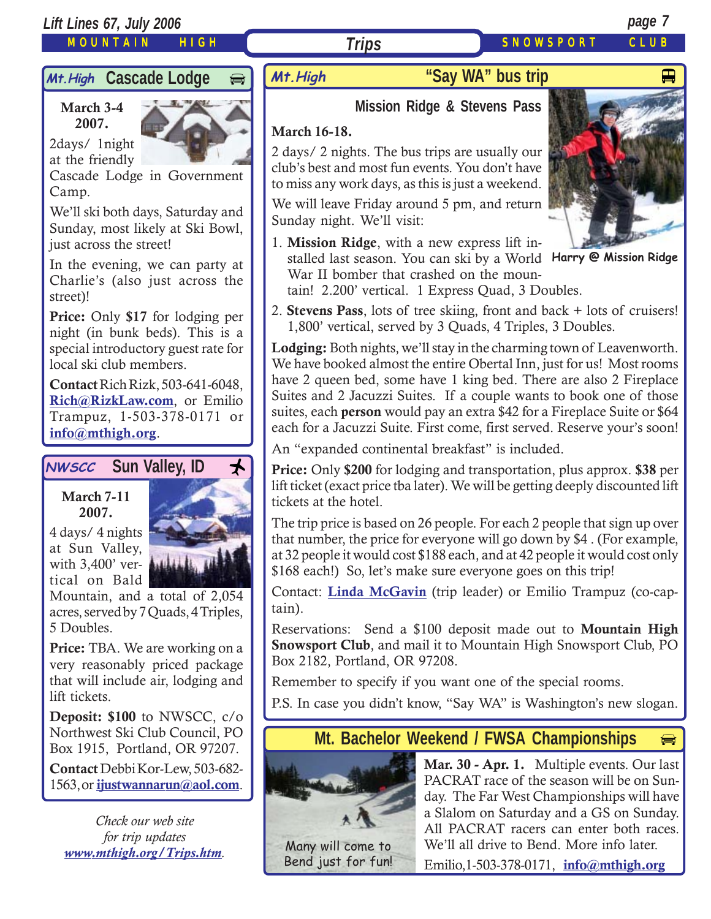# Trips

## Mt.High Cascade Lodge

**March 3-4 2007.**

2days/ 1night at the friendly Cascade Lodge in Government Camp.

We'll ski both days, Saturday and Sunday, most likely at Ski Bowl, just across the street!

In the evening, we can party at Charlie's (also just across the street)!

**Price:** Only **$17** for lodging per night (in bunk beds). This is a special introductory guest rate for local ski club members.

**Contact** Rich Rizk, 503-641-6048, **Rich@RizkLaw.com**, or Emilio Trampuz, 1-503-378-0171 or **info@mthigh.org**.

## NWSCC Sun Valley, ID

**March 7-11 2007.**

4 days/ 4 nights at Sun Valley, with 3,400' vertical on Bald Mountain, and a total of 2,054 acres, served by 7 Quads, 4 Triples, 5 Doubles.

**Price:** TBA. We are working on a very reasonably priced package that will include air, lodging and lift tickets.

**Deposit: $100** to NWSCC, c/o Northwest Ski Club Council, PO Box 1915, Portland, OR 97207.

**Contact** Debbi Kor-Lew, 503-682-1563, or **ijustwannarun@aol.com**.

*Check our web site for trip updates* ***www.mthigh.org/Trips.htm***.

## Mt.High "Say WA" bus trip

### Mission Ridge & Stevens Pass

**March 16-18.**

2 days/ 2 nights. The bus trips are usually our club's best and most fun events. You don't have to miss any work days, as this is just a weekend.

We will leave Friday around 5 pm, and return Sunday night. We'll visit:

1. **Mission Ridge**, with a new express lift installed last season. You can ski by a World War II bomber that crashed on the mountain! 2.200' vertical. 1 Express Quad, 3 Doubles.
2. **Stevens Pass**, lots of tree skiing, front and back + lots of cruisers! 1,800' vertical, served by 3 Quads, 4 Triples, 3 Doubles.

Harry @ Mission Ridge

**Lodging:** Both nights, we'll stay in the charming town of Leavenworth. We have booked almost the entire Obertal Inn, just for us! Most rooms have 2 queen bed, some have 1 king bed. There are also 2 Fireplace Suites and 2 Jacuzzi Suites. If a couple wants to book one of those suites, each **person** would pay an extra $42 for a Fireplace Suite or $64 each for a Jacuzzi Suite. First come, first served. Reserve your's soon!

An "expanded continental breakfast" is included.

**Price:** Only **$200** for lodging and transportation, plus approx. **$38** per lift ticket (exact price tba later). We will be getting deeply discounted lift tickets at the hotel.

The trip price is based on 26 people. For each 2 people that sign up over that number, the price for everyone will go down by $4 . (For example, at 32 people it would cost $188 each, and at 42 people it would cost only $168 each!) So, let's make sure everyone goes on this trip!

Contact: **Linda McGavin** (trip leader) or Emilio Trampuz (co-captain).

Reservations: Send a $100 deposit made out to **Mountain High Snowsport Club**, and mail it to Mountain High Snowsport Club, PO Box 2182, Portland, OR 97208.

Remember to specify if you want one of the special rooms.

P.S. In case you didn't know, "Say WA" is Washington's new slogan.

## Mt. Bachelor Weekend / FWSA Championships

Many will come to Bend just for fun!

**Mar. 30 - Apr. 1.** Multiple events. Our last PACRAT race of the season will be on Sunday. The Far West Championships will have a Slalom on Saturday and a GS on Sunday. All PACRAT racers can enter both races. We'll all drive to Bend. More info later.

Emilio,1-503-378-0171, **info@mthigh.org**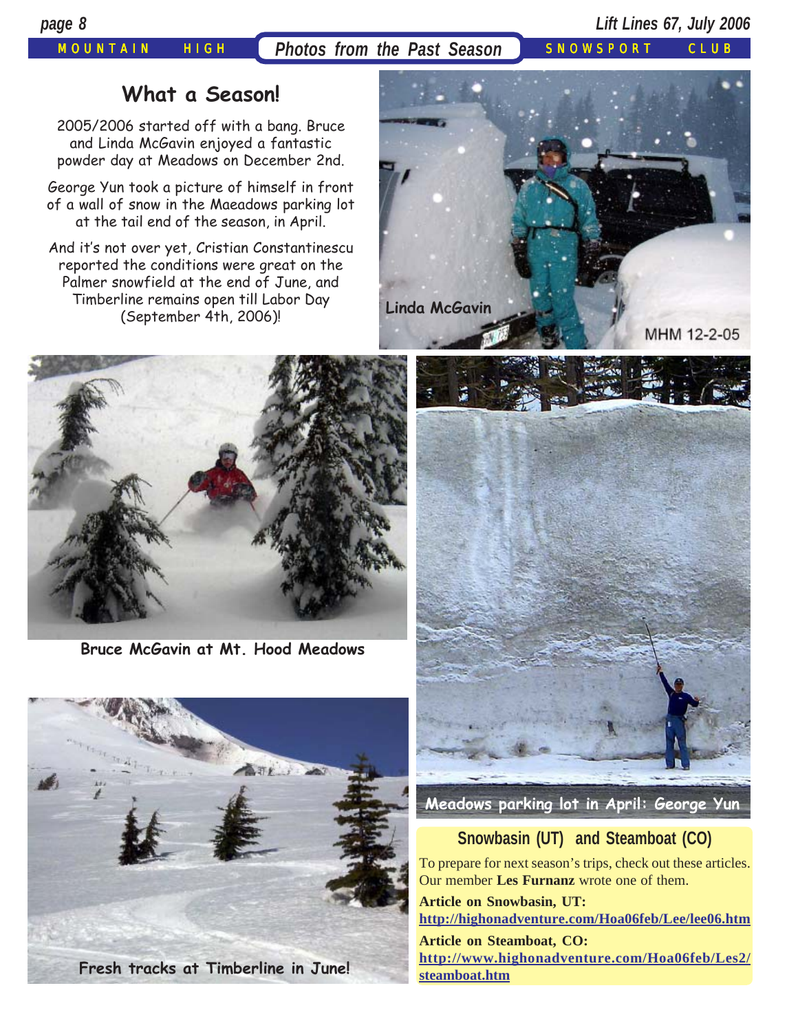## Photos from the Past Season

# What a Season!

2005/2006 started off with a bang. Bruce and Linda McGavin enjoyed a fantastic powder day at Meadows on December 2nd.

George Yun took a picture of himself in front of a wall of snow in the Maeadows parking lot at the tail end of the season, in April.

And it's not over yet, Cristian Constantinescu reported the conditions were great on the Palmer snowfield at the end of June, and Timberline remains open till Labor Day (September 4th, 2006)!

Linda McGavin

MHM 12-2-05

Bruce McGavin at Mt. Hood Meadows

Meadows parking lot in April: George Yun

Fresh tracks at Timberline in June!

## Snowbasin (UT) and Steamboat (CO)

To prepare for next season's trips, check out these articles. Our member **Les Furnanz** wrote one of them.

**Article on Snowbasin, UT:**
**http://highonadventure.com/Hoa06feb/Lee/lee06.htm**

**Article on Steamboat, CO:**
**http://www.highonadventure.com/Hoa06feb/Les2/steamboat.htm**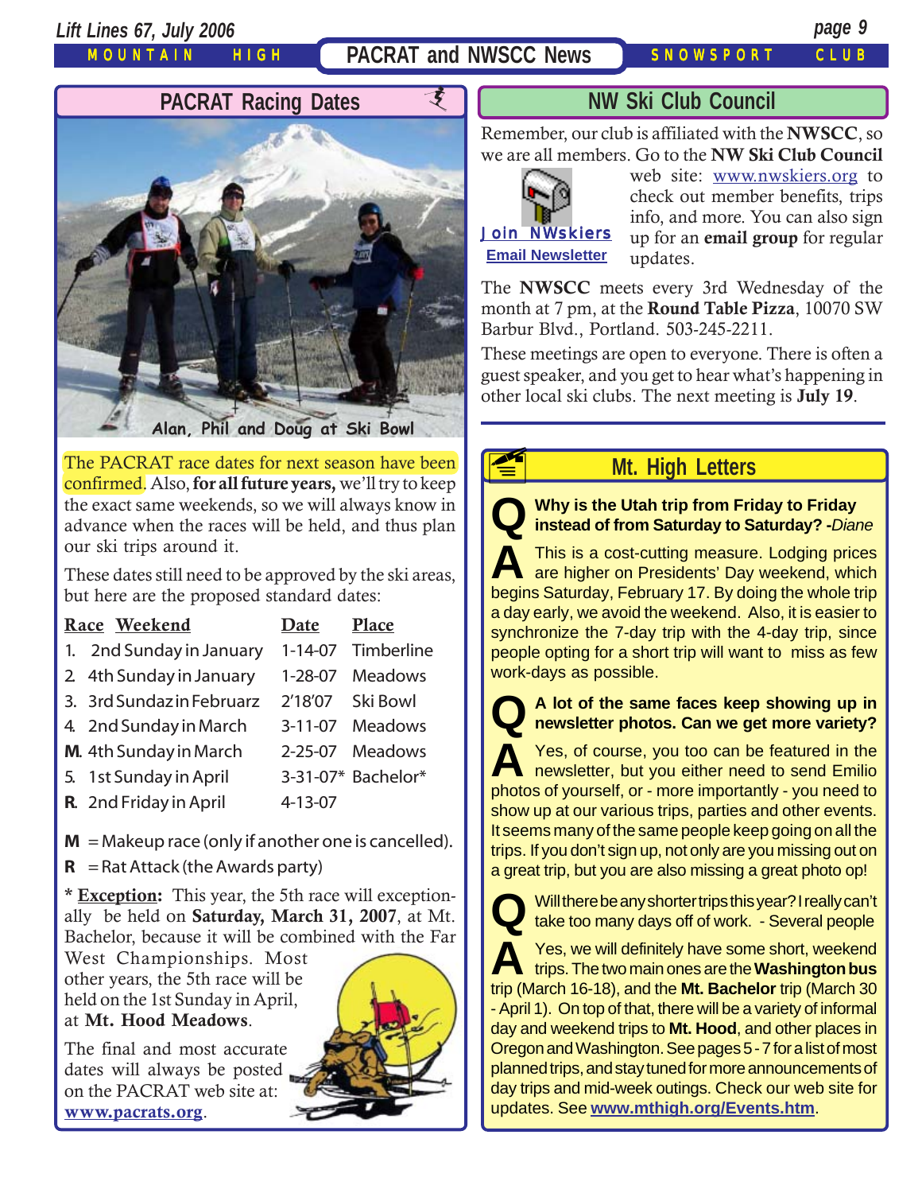## PACRAT and NWSCC News

### PACRAT Racing Dates

Alan, Phil and Doug at Ski Bowl

The PACRAT race dates for next season have been confirmed. Also, **for all future years,** we'll try to keep the exact same weekends, so we will always know in advance when the races will be held, and thus plan our ski trips around it.

These dates still need to be approved by the ski areas, but here are the proposed standard dates:

| Race | Weekend | Date | Place |
|---|---|---|---|
| 1. | 2nd Sunday in January | 1-14-07 | Timberline |
| 2. | 4th Sunday in January | 1-28-07 | Meadows |
| 3. | 3rd Sundaz in Februarz | 2'18'07 | Ski Bowl |
| 4. | 2nd Sunday in March | 3-11-07 | Meadows |
| **M.** | 4th Sunday in March | 2-25-07 | Meadows |
| 5. | 1st Sunday in April | 3-31-07* | Bachelor* |
| **R.** | 2nd Friday in April | 4-13-07 | |

**M** = Makeup race (only if another one is cancelled).

**R** = Rat Attack (the Awards party)

\* **Exception:** This year, the 5th race will exceptionally be held on **Saturday, March 31, 2007**, at Mt. Bachelor, because it will be combined with the Far West Championships. Most other years, the 5th race will be held on the 1st Sunday in April, at **Mt. Hood Meadows**.

The final and most accurate dates will always be posted on the PACRAT web site at: **www.pacrats.org**.

### NW Ski Club Council

Remember, our club is affiliated with the **NWSCC**, so we are all members. Go to the **NW Ski Club Council** web site: www.nwskiers.org to check out member benefits, trips info, and more. You can also sign up for an **email group** for regular updates.

Join NWskiers
Email Newsletter

The **NWSCC** meets every 3rd Wednesday of the month at 7 pm, at the **Round Table Pizza**, 10070 SW Barbur Blvd., Portland. 503-245-2211.

These meetings are open to everyone. There is often a guest speaker, and you get to hear what's happening in other local ski clubs. The next meeting is **July 19**.

### Mt. High Letters

**Q** **Why is the Utah trip from Friday to Friday instead of from Saturday to Saturday? -*Diane***

**A** This is a cost-cutting measure. Lodging prices are higher on Presidents' Day weekend, which begins Saturday, February 17. By doing the whole trip a day early, we avoid the weekend. Also, it is easier to synchronize the 7-day trip with the 4-day trip, since people opting for a short trip will want to miss as few work-days as possible.

**Q** **A lot of the same faces keep showing up in newsletter photos. Can we get more variety?**

**A** Yes, of course, you too can be featured in the newsletter, but you either need to send Emilio photos of yourself, or - more importantly - you need to show up at our various trips, parties and other events. It seems many of the same people keep going on all the trips. If you don't sign up, not only are you missing out on a great trip, but you are also missing a great photo op!

**Q** Will there be any shorter trips this year? I really can't take too many days off of work. - Several people

**A** Yes, we will definitely have some short, weekend trips. The two main ones are the **Washington bus** trip (March 16-18), and the **Mt. Bachelor** trip (March 30 - April 1). On top of that, there will be a variety of informal day and weekend trips to **Mt. Hood**, and other places in Oregon and Washington. See pages 5 - 7 for a list of most planned trips, and stay tuned for more announcements of day trips and mid-week outings. Check our web site for updates. See **www.mthigh.org/Events.htm**.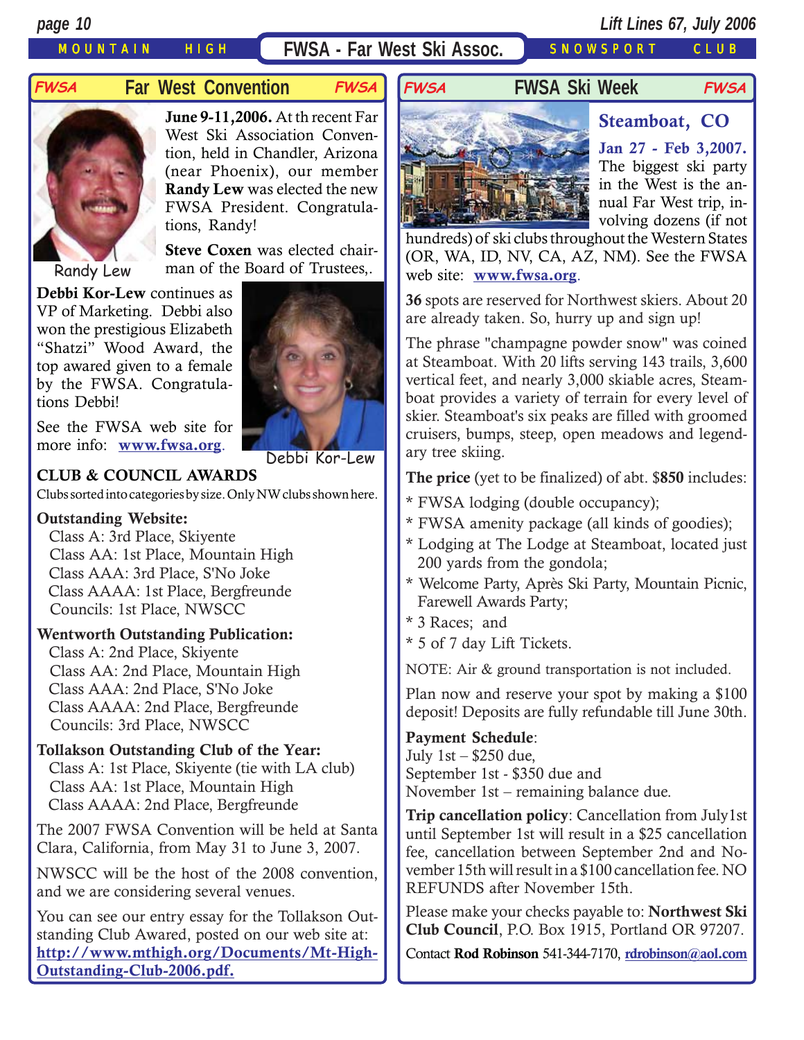# FWSA - Far West Ski Assoc.

## Far West Convention

**June 9-11,2006.** At th recent Far West Ski Association Convention, held in Chandler, Arizona (near Phoenix), our member **Randy Lew** was elected the new FWSA President. Congratulations, Randy!

Randy Lew

**Steve Coxen** was elected chairman of the Board of Trustees,.

**Debbi Kor-Lew** continues as VP of Marketing. Debbi also won the prestigious Elizabeth "Shatzi" Wood Award, the top awared given to a female by the FWSA. Congratulations Debbi!

See the FWSA web site for more info: **www.fwsa.org**.

Debbi Kor-Lew

### CLUB & COUNCIL AWARDS

Clubs sorted into categories by size. Only NW clubs shown here.

**Outstanding Website:**
- Class A: 3rd Place, Skiyente
- Class AA: 1st Place, Mountain High
- Class AAA: 3rd Place, S'No Joke
- Class AAAA: 1st Place, Bergfreunde
- Councils: 1st Place, NWSCC

**Wentworth Outstanding Publication:**
- Class A: 2nd Place, Skiyente
- Class AA: 2nd Place, Mountain High
- Class AAA: 2nd Place, S'No Joke
- Class AAAA: 2nd Place, Bergfreunde
- Councils: 3rd Place, NWSCC

**Tollakson Outstanding Club of the Year:**
- Class A: 1st Place, Skiyente (tie with LA club)
- Class AA: 1st Place, Mountain High
- Class AAAA: 2nd Place, Bergfreunde

The 2007 FWSA Convention will be held at Santa Clara, California, from May 31 to June 3, 2007.

NWSCC will be the host of the 2008 convention, and we are considering several venues.

You can see our entry essay for the Tollakson Outstanding Club Awared, posted on our web site at: **http://www.mthigh.org/Documents/Mt-High-Outstanding-Club-2006.pdf.**

## FWSA Ski Week

### Steamboat, CO

**Jan 27 - Feb 3,2007.** The biggest ski party in the West is the annual Far West trip, involving dozens (if not hundreds) of ski clubs throughout the Western States (OR, WA, ID, NV, CA, AZ, NM). See the FWSA web site: **www.fwsa.org**.

**36** spots are reserved for Northwest skiers. About 20 are already taken. So, hurry up and sign up!

The phrase "champagne powder snow" was coined at Steamboat. With 20 lifts serving 143 trails, 3,600 vertical feet, and nearly 3,000 skiable acres, Steamboat provides a variety of terrain for every level of skier. Steamboat's six peaks are filled with groomed cruisers, bumps, steep, open meadows and legendary tree skiing.

**The price** (yet to be finalized) of abt. $**850** includes:

- FWSA lodging (double occupancy);
- FWSA amenity package (all kinds of goodies);
- Lodging at The Lodge at Steamboat, located just 200 yards from the gondola;
- Welcome Party, Après Ski Party, Mountain Picnic, Farewell Awards Party;
- 3 Races; and
- 5 of 7 day Lift Tickets.

NOTE: Air & ground transportation is not included.

Plan now and reserve your spot by making a $100 deposit! Deposits are fully refundable till June 30th.

**Payment Schedule**:
July 1st – $250 due,
September 1st - $350 due and
November 1st – remaining balance due.

**Trip cancellation policy**: Cancellation from July1st until September 1st will result in a $25 cancellation fee, cancellation between September 2nd and November 15th will result in a $100 cancellation fee. NO REFUNDS after November 15th.

Please make your checks payable to: **Northwest Ski Club Council**, P.O. Box 1915, Portland OR 97207.

Contact **Rod Robinson** 541-344-7170, **rdrobinson@aol.com**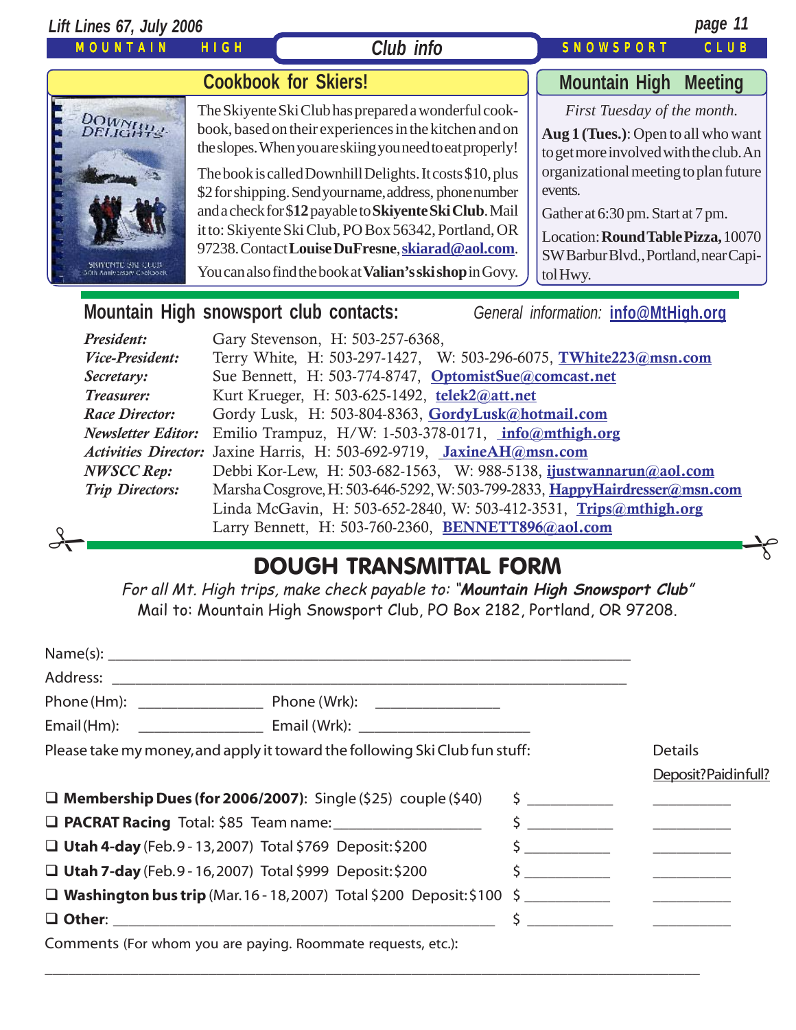# Club info

## Cookbook for Skiers!

The Skiyente Ski Club has prepared a wonderful cookbook, based on their experiences in the kitchen and on the slopes. When you are skiing you need to eat properly!

The book is called Downhill Delights. It costs $10, plus $2 for shipping. Send your name, address, phone number and a check for $**12** payable to **Skiyente Ski Club**. Mail it to: Skiyente Ski Club, PO Box 56342, Portland, OR 97238. Contact **Louise DuFresne**, **skiarad@aol.com**.

You can also find the book at **Valian's ski shop** in Govy.

## Mountain High Meeting

*First Tuesday of the month.*

**Aug 1 (Tues.)**: Open to all who want to get more involved with the club. An organizational meeting to plan future events.

Gather at 6:30 pm. Start at 7 pm.

Location: **Round Table Pizza,** 10070 SW Barbur Blvd., Portland, near Capitol Hwy.

## Mountain High snowsport club contacts:

*General information:* **info@MtHigh.org**

| | |
|---|---|
| *President:* | Gary Stevenson, H: 503-257-6368, |
| *Vice-President:* | Terry White, H: 503-297-1427, W: 503-296-6075, **TWhite223@msn.com** |
| *Secretary:* | Sue Bennett, H: 503-774-8747, **OptomistSue@comcast.net** |
| *Treasurer:* | Kurt Krueger, H: 503-625-1492, **telek2@att.net** |
| *Race Director:* | Gordy Lusk, H: 503-804-8363, **GordyLusk@hotmail.com** |
| *Newsletter Editor:* | Emilio Trampuz, H/W: 1-503-378-0171, **info@mthigh.org** |
| *Activities Director:* | Jaxine Harris, H: 503-692-9719, **JaxineAH@msn.com** |
| *NWSCC Rep:* | Debbi Kor-Lew, H: 503-682-1563, W: 988-5138, **ijustwannarun@aol.com** |
| *Trip Directors:* | Marsha Cosgrove, H: 503-646-5292, W: 503-799-2833, **HappyHairdresser@msn.com** |
| | Linda McGavin, H: 503-652-2840, W: 503-412-3531, **Trips@mthigh.org** |
| | Larry Bennett, H: 503-760-2360, **BENNETT896@aol.com** |

## DOUGH TRANSMITTAL FORM

*For all Mt. High trips, make check payable to: "**Mountain High Snowsport Club**"*
Mail to: Mountain High Snowsport Club, PO Box 2182, Portland, OR 97208.

Name(s): ______________________________________________

Address: ______________________________________________

Phone (Hm): ______________ Phone (Wrk): ______________

Email (Hm): ______________ Email (Wrk): ________________

Please take my money, and apply it toward the following Ski Club fun stuff:

| | | Details |
|---|---|---|
| | | Deposit? Paid in full? |
| ❑ **Membership Dues (for 2006/2007)**: Single ($25) couple ($40) | $ ________ | ________ |
| ❑ **PACRAT Racing** Total: $85 Team name: ______________ | $ ________ | ________ |
| ❑ **Utah 4-day** (Feb. 9 - 13, 2007) Total $769 Deposit: $200 | $ ________ | ________ |
| ❑ **Utah 7-day** (Feb. 9 - 16, 2007) Total $999 Deposit: $200 | $ ________ | ________ |
| ❑ **Washington bus trip** (Mar. 16 - 18, 2007) Total $200 Deposit: $100 | $ ________ | ________ |
| ❑ **Other**: ________________________________ | $ ________ | ________ |

Comments (For whom you are paying. Roommate requests, etc.):

______________________________________________________________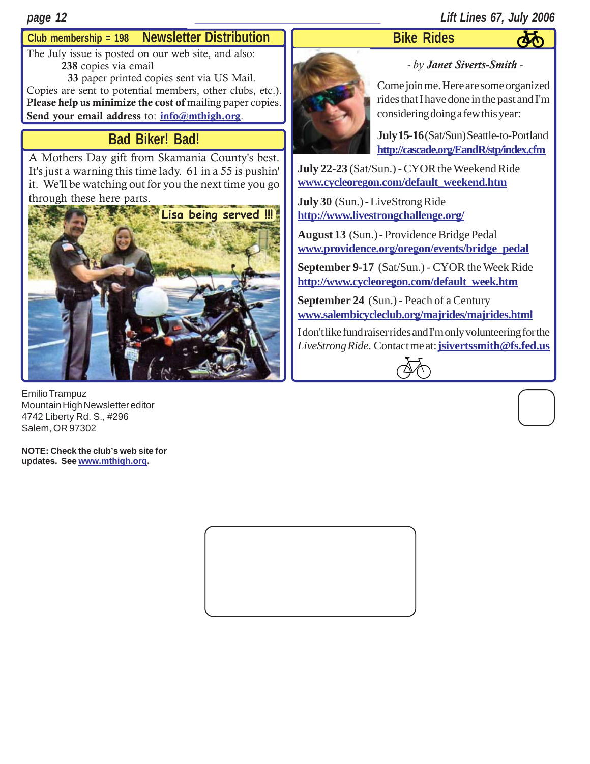## Newsletter Distribution

Club membership = 198

The July issue is posted on our web site, and also:

**238** copies via email

**33** paper printed copies sent via US Mail.

Copies are sent to potential members, other clubs, etc.). **Please help us minimize the cost of** mailing paper copies. **Send your email address** to: info@mthigh.org.

## Bad Biker! Bad!

A Mothers Day gift from Skamania County's best. It's just a warning this time lady. 61 in a 55 is pushin' it. We'll be watching out for you the next time you go through these here parts.

Lisa being served !!!

## Bike Rides

*- by **Janet Siverts-Smith** -*

Come join me. Here are some organized rides that I have done in the past and I'm considering doing a few this year:

**July 15-16** (Sat/Sun) Seattle-to-Portland
http://cascade.org/EandR/stp/index.cfm

**July 22-23** (Sat/Sun.) - CYOR the Weekend Ride
www.cycleoregon.com/default_weekend.htm

**July 30** (Sun.) - LiveStrong Ride
http://www.livestrongchallenge.org/

**August 13** (Sun.) - Providence Bridge Pedal
www.providence.org/oregon/events/bridge_pedal

**September 9-17** (Sat/Sun.) - CYOR the Week Ride
http://www.cycleoregon.com/default_week.htm

**September 24** (Sun.) - Peach of a Century
www.salembicycleclub.org/majrides/majrides.html

I don't like fund raiser rides and I'm only volunteering for the *LiveStrong Ride*. Contact me at: jsivertssmith@fs.fed.us

Emilio Trampuz
Mountain High Newsletter editor
4742 Liberty Rd. S., #296
Salem, OR 97302

**NOTE: Check the club's web site for updates. See www.mthigh.org.**